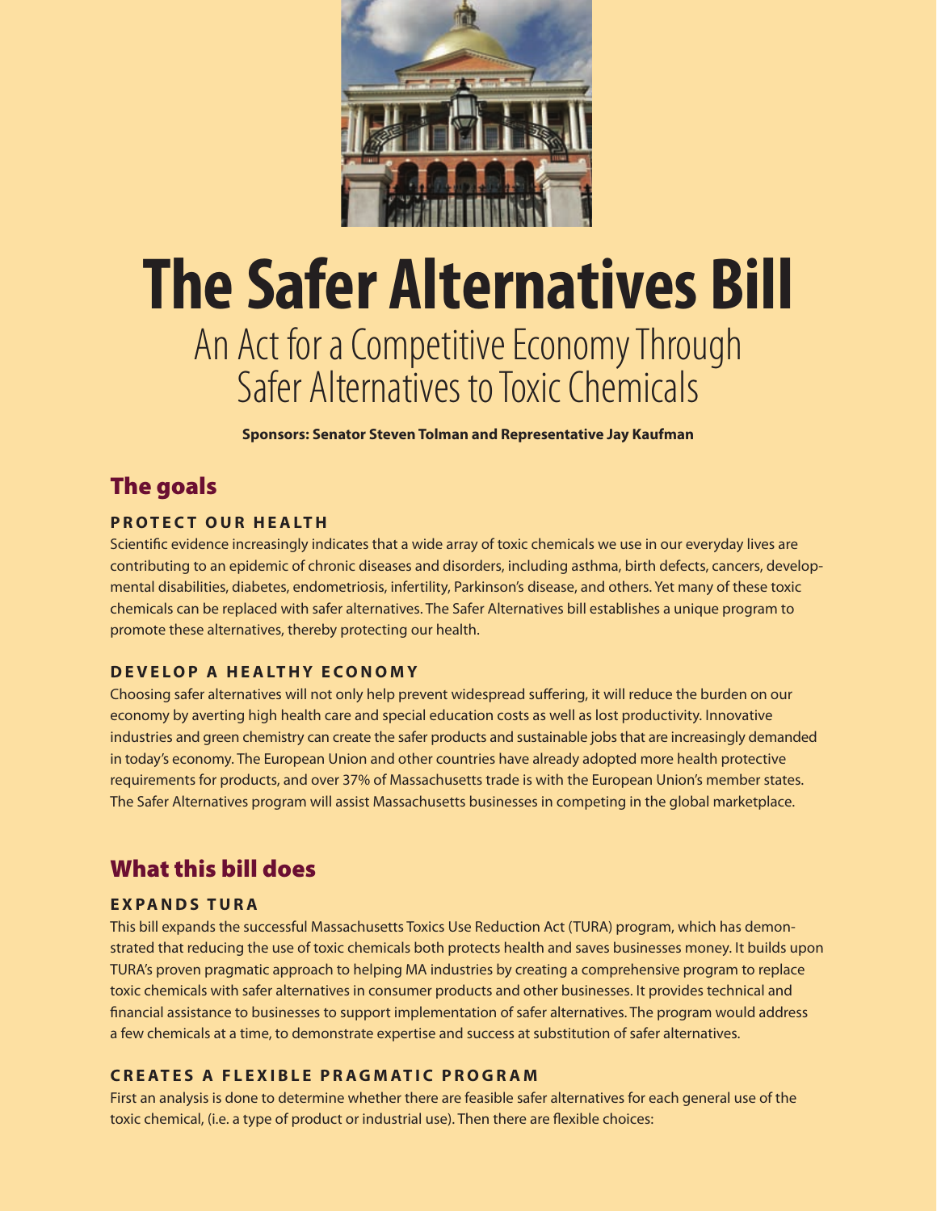# The Safer Alternatives Bill

## An Act for a Competitive Economy Through Safer Alternatives to Toxic Chemicals

**Sponsors: Senator Steven Tolman and Representative Jay Kaufman**

## The goals

### PROTECT OUR HEALTH

Scientific evidence increasingly indicates that a wide array of toxic chemicals we use in our everyday lives are contributing to an epidemic of chronic diseases and disorders, including asthma, birth defects, cancers, developmental disabilities, diabetes, endometriosis, infertility, Parkinson's disease, and others. Yet many of these toxic chemicals can be replaced with safer alternatives. The Safer Alternatives bill establishes a unique program to promote these alternatives, thereby protecting our health.

### DEVELOP A HEALTHY ECONOMY

Choosing safer alternatives will not only help prevent widespread suffering, it will reduce the burden on our economy by averting high health care and special education costs as well as lost productivity. Innovative industries and green chemistry can create the safer products and sustainable jobs that are increasingly demanded in today's economy. The European Union and other countries have already adopted more health protective requirements for products, and over 37% of Massachusetts trade is with the European Union's member states. The Safer Alternatives program will assist Massachusetts businesses in competing in the global marketplace.

## What this bill does

### EXPANDS TURA

This bill expands the successful Massachusetts Toxics Use Reduction Act (TURA) program, which has demonstrated that reducing the use of toxic chemicals both protects health and saves businesses money. It builds upon TURA's proven pragmatic approach to helping MA industries by creating a comprehensive program to replace toxic chemicals with safer alternatives in consumer products and other businesses. It provides technical and financial assistance to businesses to support implementation of safer alternatives. The program would address a few chemicals at a time, to demonstrate expertise and success at substitution of safer alternatives.

### CREATES A FLEXIBLE PRAGMATIC PROGRAM

First an analysis is done to determine whether there are feasible safer alternatives for each general use of the toxic chemical, (i.e. a type of product or industrial use). Then there are flexible choices: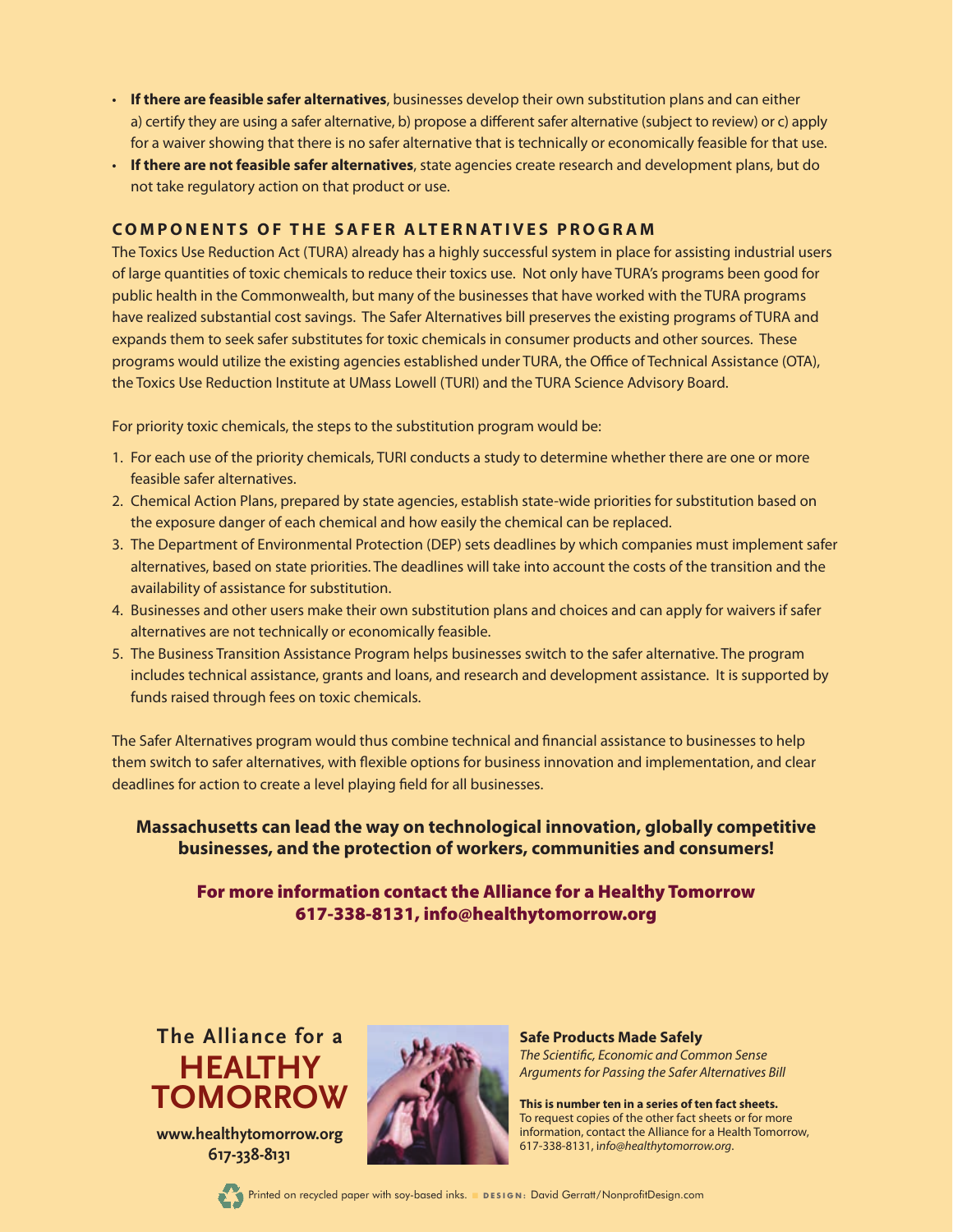- **If there are feasible safer alternatives**, businesses develop their own substitution plans and can either a) certify they are using a safer alternative, b) propose a different safer alternative (subject to review) or c) apply for a waiver showing that there is no safer alternative that is technically or economically feasible for that use.
- **If there are not feasible safer alternatives**, state agencies create research and development plans, but do not take regulatory action on that product or use.

## COMPONENTS OF THE SAFER ALTERNATIVES PROGRAM

The Toxics Use Reduction Act (TURA) already has a highly successful system in place for assisting industrial users of large quantities of toxic chemicals to reduce their toxics use. Not only have TURA's programs been good for public health in the Commonwealth, but many of the businesses that have worked with the TURA programs have realized substantial cost savings. The Safer Alternatives bill preserves the existing programs of TURA and expands them to seek safer substitutes for toxic chemicals in consumer products and other sources. These programs would utilize the existing agencies established under TURA, the Office of Technical Assistance (OTA), the Toxics Use Reduction Institute at UMass Lowell (TURI) and the TURA Science Advisory Board.

For priority toxic chemicals, the steps to the substitution program would be:

1. For each use of the priority chemicals, TURI conducts a study to determine whether there are one or more feasible safer alternatives.
2. Chemical Action Plans, prepared by state agencies, establish state-wide priorities for substitution based on the exposure danger of each chemical and how easily the chemical can be replaced.
3. The Department of Environmental Protection (DEP) sets deadlines by which companies must implement safer alternatives, based on state priorities. The deadlines will take into account the costs of the transition and the availability of assistance for substitution.
4. Businesses and other users make their own substitution plans and choices and can apply for waivers if safer alternatives are not technically or economically feasible.
5. The Business Transition Assistance Program helps businesses switch to the safer alternative. The program includes technical assistance, grants and loans, and research and development assistance. It is supported by funds raised through fees on toxic chemicals.

The Safer Alternatives program would thus combine technical and financial assistance to businesses to help them switch to safer alternatives, with flexible options for business innovation and implementation, and clear deadlines for action to create a level playing field for all businesses.

**Massachusetts can lead the way on technological innovation, globally competitive businesses, and the protection of workers, communities and consumers!**

**For more information contact the Alliance for a Healthy Tomorrow 617-338-8131, info@healthytomorrow.org**

The Alliance for a **HEALTHY TOMORROW**

**www.healthytomorrow.org**
**617-338-8131**

**Safe Products Made Safely**
*The Scientific, Economic and Common Sense Arguments for Passing the Safer Alternatives Bill*

**This is number ten in a series of ten fact sheets.**
To request copies of the other fact sheets or for more information, contact the Alliance for a Health Tomorrow, 617-338-8131, *info@healthytomorrow.org*.

Printed on recycled paper with soy-based inks. DESIGN: David Gerratt/NonprofitDesign.com